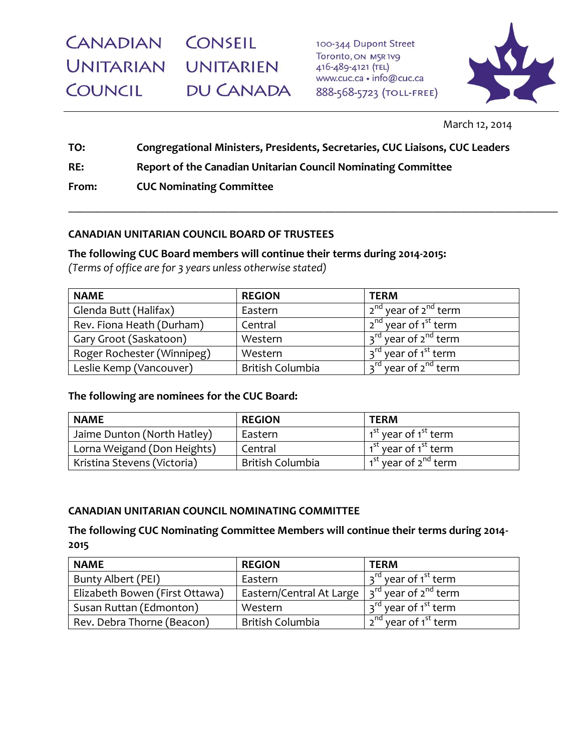CANADIAN UNITARIAN COUNCIL

CONSEIL UNITARIEN DU CANADA

100-344 Dupont Street
Toronto, ON M5R 1V9
416-489-4121 (TEL)
www.cuc.ca • info@cuc.ca
888-568-5723 (TOLL-FREE)

March 12, 2014

**TO:** Congregational Ministers, Presidents, Secretaries, CUC Liaisons, CUC Leaders

**RE:** Report of the Canadian Unitarian Council Nominating Committee

**From:** CUC Nominating Committee

---

## CANADIAN UNITARIAN COUNCIL BOARD OF TRUSTEES

**The following CUC Board members will continue their terms during 2014-2015:**
*(Terms of office are for 3 years unless otherwise stated)*

| NAME | REGION | TERM |
|---|---|---|
| Glenda Butt (Halifax) | Eastern | 2nd year of 2nd term |
| Rev. Fiona Heath (Durham) | Central | 2nd year of 1st term |
| Gary Groot (Saskatoon) | Western | 3rd year of 2nd term |
| Roger Rochester (Winnipeg) | Western | 3rd year of 1st term |
| Leslie Kemp (Vancouver) | British Columbia | 3rd year of 2nd term |

**The following are nominees for the CUC Board:**

| NAME | REGION | TERM |
|---|---|---|
| Jaime Dunton (North Hatley) | Eastern | 1st year of 1st term |
| Lorna Weigand (Don Heights) | Central | 1st year of 1st term |
| Kristina Stevens (Victoria) | British Columbia | 1st year of 2nd term |

## CANADIAN UNITARIAN COUNCIL NOMINATING COMMITTEE

**The following CUC Nominating Committee Members will continue their terms during 2014-2015**

| NAME | REGION | TERM |
|---|---|---|
| Bunty Albert (PEI) | Eastern | 3rd year of 1st term |
| Elizabeth Bowen (First Ottawa) | Eastern/Central At Large | 3rd year of 2nd term |
| Susan Ruttan (Edmonton) | Western | 3rd year of 1st term |
| Rev. Debra Thorne (Beacon) | British Columbia | 2nd year of 1st term |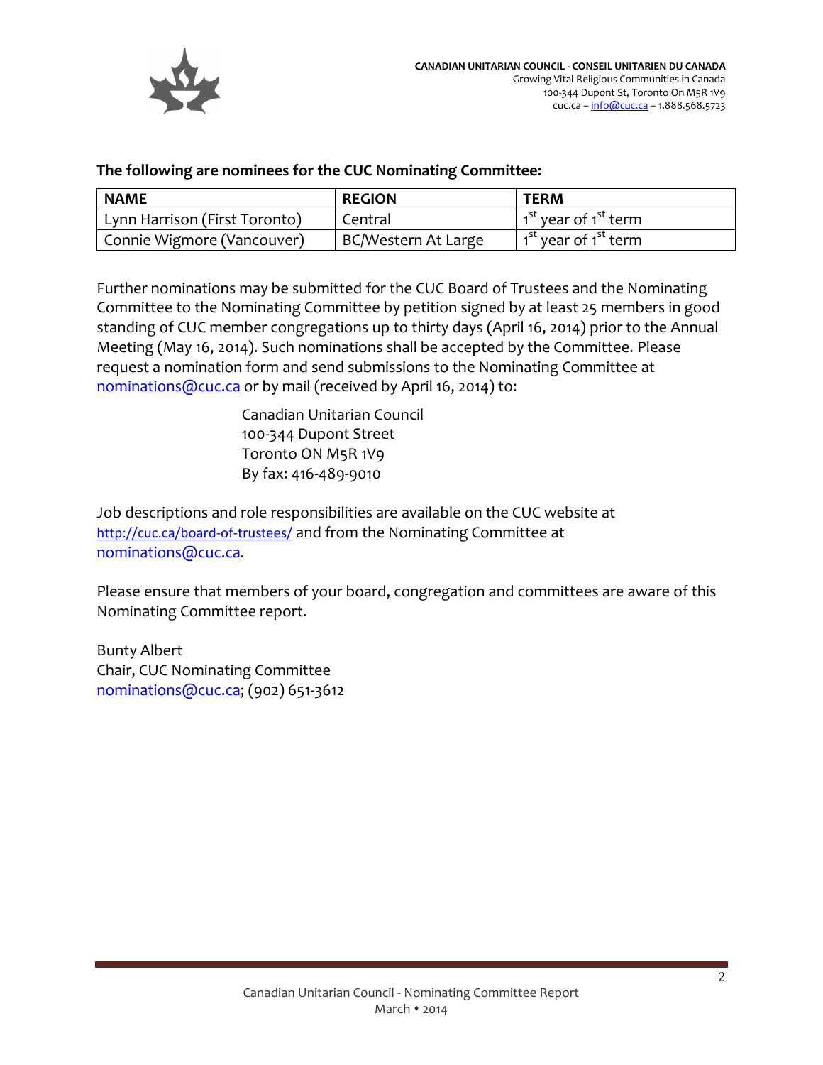**The following are nominees for the CUC Nominating Committee:**

| NAME | REGION | TERM |
| --- | --- | --- |
| Lynn Harrison (First Toronto) | Central | 1st year of 1st term |
| Connie Wigmore (Vancouver) | BC/Western At Large | 1st year of 1st term |

Further nominations may be submitted for the CUC Board of Trustees and the Nominating Committee to the Nominating Committee by petition signed by at least 25 members in good standing of CUC member congregations up to thirty days (April 16, 2014) prior to the Annual Meeting (May 16, 2014). Such nominations shall be accepted by the Committee. Please request a nomination form and send submissions to the Nominating Committee at nominations@cuc.ca or by mail (received by April 16, 2014) to:

Canadian Unitarian Council
100-344 Dupont Street
Toronto ON M5R 1V9
By fax: 416-489-9010

Job descriptions and role responsibilities are available on the CUC website at http://cuc.ca/board-of-trustees/ and from the Nominating Committee at nominations@cuc.ca.

Please ensure that members of your board, congregation and committees are aware of this Nominating Committee report.

Bunty Albert
Chair, CUC Nominating Committee
nominations@cuc.ca; (902) 651-3612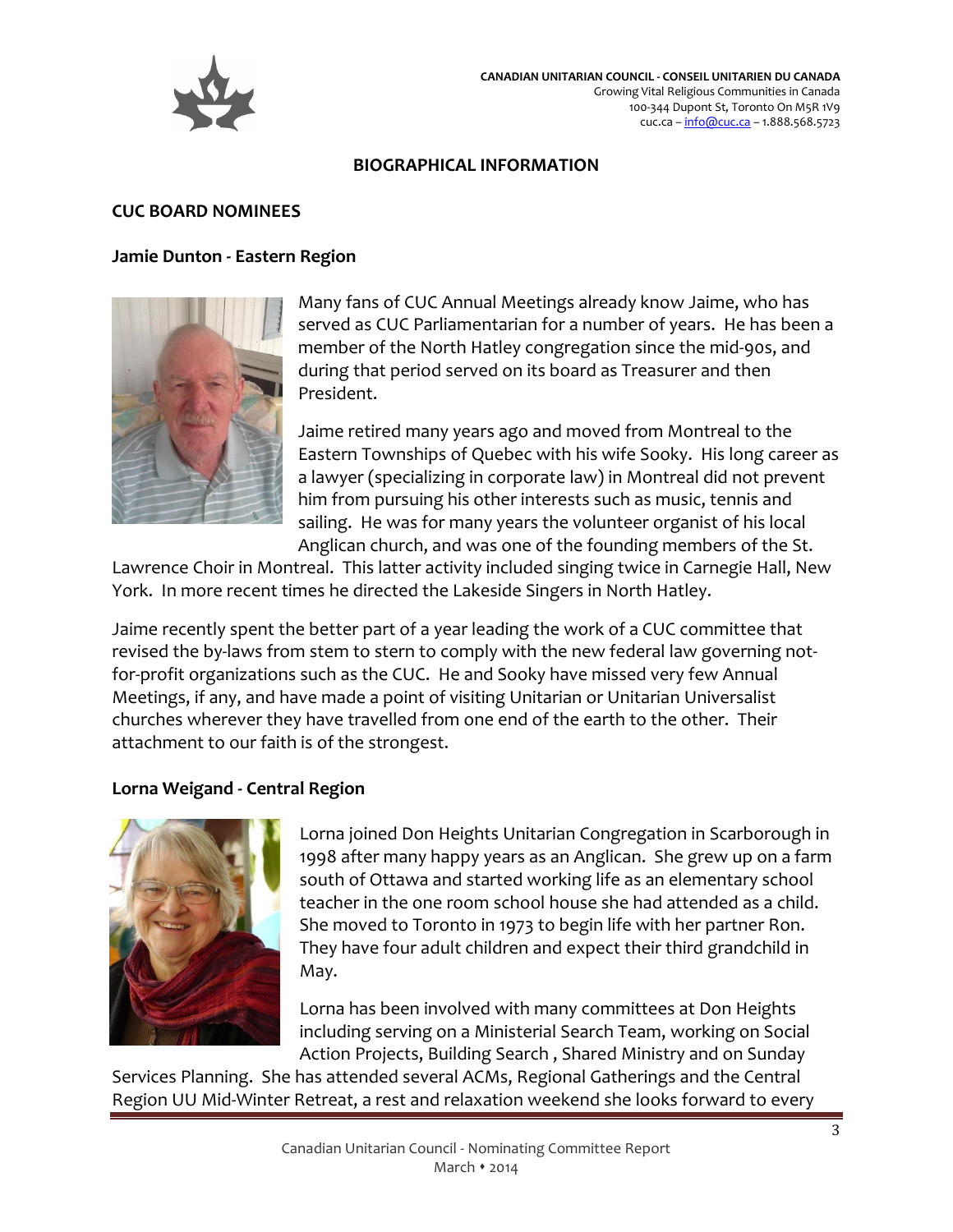**BIOGRAPHICAL INFORMATION**

## CUC BOARD NOMINEES

### Jamie Dunton - Eastern Region

Many fans of CUC Annual Meetings already know Jaime, who has served as CUC Parliamentarian for a number of years. He has been a member of the North Hatley congregation since the mid-90s, and during that period served on its board as Treasurer and then President.

Jaime retired many years ago and moved from Montreal to the Eastern Townships of Quebec with his wife Sooky. His long career as a lawyer (specializing in corporate law) in Montreal did not prevent him from pursuing his other interests such as music, tennis and sailing. He was for many years the volunteer organist of his local Anglican church, and was one of the founding members of the St. Lawrence Choir in Montreal. This latter activity included singing twice in Carnegie Hall, New York. In more recent times he directed the Lakeside Singers in North Hatley.

Jaime recently spent the better part of a year leading the work of a CUC committee that revised the by-laws from stem to stern to comply with the new federal law governing not-for-profit organizations such as the CUC. He and Sooky have missed very few Annual Meetings, if any, and have made a point of visiting Unitarian or Unitarian Universalist churches wherever they have travelled from one end of the earth to the other. Their attachment to our faith is of the strongest.

### Lorna Weigand - Central Region

Lorna joined Don Heights Unitarian Congregation in Scarborough in 1998 after many happy years as an Anglican. She grew up on a farm south of Ottawa and started working life as an elementary school teacher in the one room school house she had attended as a child. She moved to Toronto in 1973 to begin life with her partner Ron. They have four adult children and expect their third grandchild in May.

Lorna has been involved with many committees at Don Heights including serving on a Ministerial Search Team, working on Social Action Projects, Building Search , Shared Ministry and on Sunday Services Planning. She has attended several ACMs, Regional Gatherings and the Central Region UU Mid-Winter Retreat, a rest and relaxation weekend she looks forward to every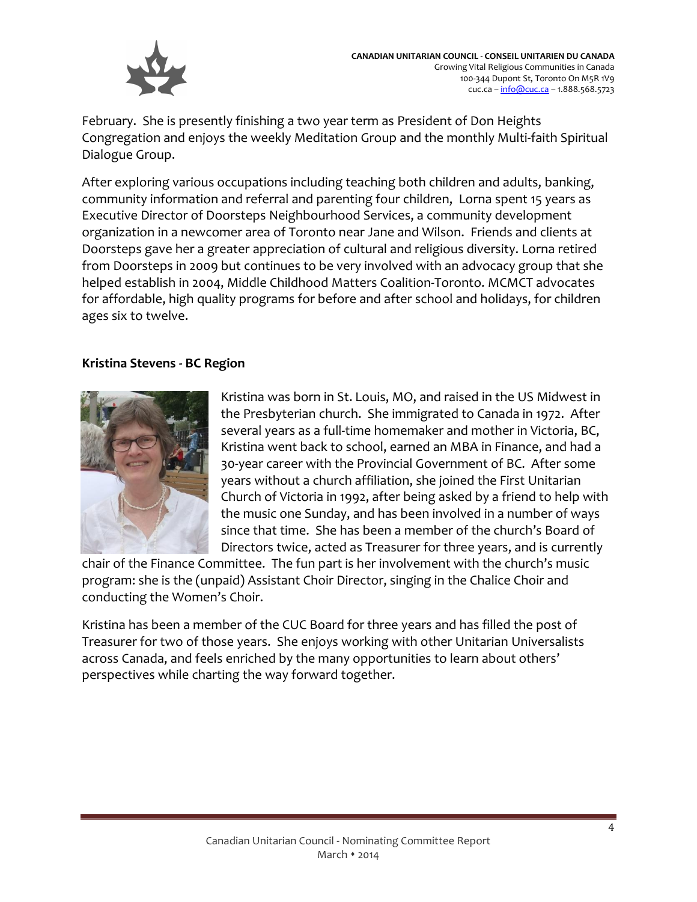February. She is presently finishing a two year term as President of Don Heights Congregation and enjoys the weekly Meditation Group and the monthly Multi-faith Spiritual Dialogue Group.

After exploring various occupations including teaching both children and adults, banking, community information and referral and parenting four children, Lorna spent 15 years as Executive Director of Doorsteps Neighbourhood Services, a community development organization in a newcomer area of Toronto near Jane and Wilson. Friends and clients at Doorsteps gave her a greater appreciation of cultural and religious diversity. Lorna retired from Doorsteps in 2009 but continues to be very involved with an advocacy group that she helped establish in 2004, Middle Childhood Matters Coalition-Toronto. MCMCT advocates for affordable, high quality programs for before and after school and holidays, for children ages six to twelve.

**Kristina Stevens - BC Region**

Kristina was born in St. Louis, MO, and raised in the US Midwest in the Presbyterian church. She immigrated to Canada in 1972. After several years as a full-time homemaker and mother in Victoria, BC, Kristina went back to school, earned an MBA in Finance, and had a 30-year career with the Provincial Government of BC. After some years without a church affiliation, she joined the First Unitarian Church of Victoria in 1992, after being asked by a friend to help with the music one Sunday, and has been involved in a number of ways since that time. She has been a member of the church's Board of Directors twice, acted as Treasurer for three years, and is currently chair of the Finance Committee. The fun part is her involvement with the church's music program: she is the (unpaid) Assistant Choir Director, singing in the Chalice Choir and conducting the Women's Choir.

Kristina has been a member of the CUC Board for three years and has filled the post of Treasurer for two of those years. She enjoys working with other Unitarian Universalists across Canada, and feels enriched by the many opportunities to learn about others' perspectives while charting the way forward together.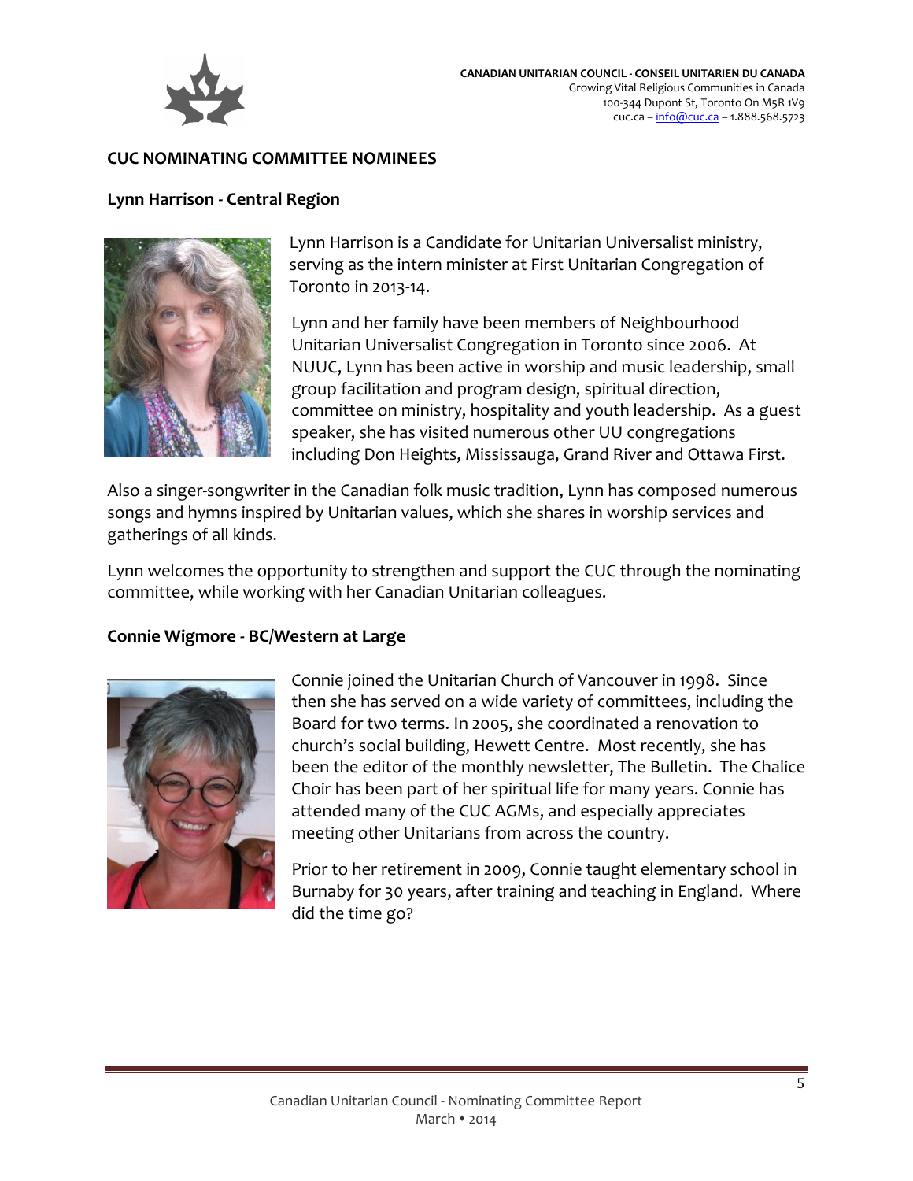## CUC NOMINATING COMMITTEE NOMINEES

### Lynn Harrison - Central Region

Lynn Harrison is a Candidate for Unitarian Universalist ministry, serving as the intern minister at First Unitarian Congregation of Toronto in 2013-14.

Lynn and her family have been members of Neighbourhood Unitarian Universalist Congregation in Toronto since 2006. At NUUC, Lynn has been active in worship and music leadership, small group facilitation and program design, spiritual direction, committee on ministry, hospitality and youth leadership. As a guest speaker, she has visited numerous other UU congregations including Don Heights, Mississauga, Grand River and Ottawa First.

Also a singer-songwriter in the Canadian folk music tradition, Lynn has composed numerous songs and hymns inspired by Unitarian values, which she shares in worship services and gatherings of all kinds.

Lynn welcomes the opportunity to strengthen and support the CUC through the nominating committee, while working with her Canadian Unitarian colleagues.

### Connie Wigmore - BC/Western at Large

Connie joined the Unitarian Church of Vancouver in 1998. Since then she has served on a wide variety of committees, including the Board for two terms. In 2005, she coordinated a renovation to church's social building, Hewett Centre. Most recently, she has been the editor of the monthly newsletter, The Bulletin. The Chalice Choir has been part of her spiritual life for many years. Connie has attended many of the CUC AGMs, and especially appreciates meeting other Unitarians from across the country.

Prior to her retirement in 2009, Connie taught elementary school in Burnaby for 30 years, after training and teaching in England. Where did the time go?